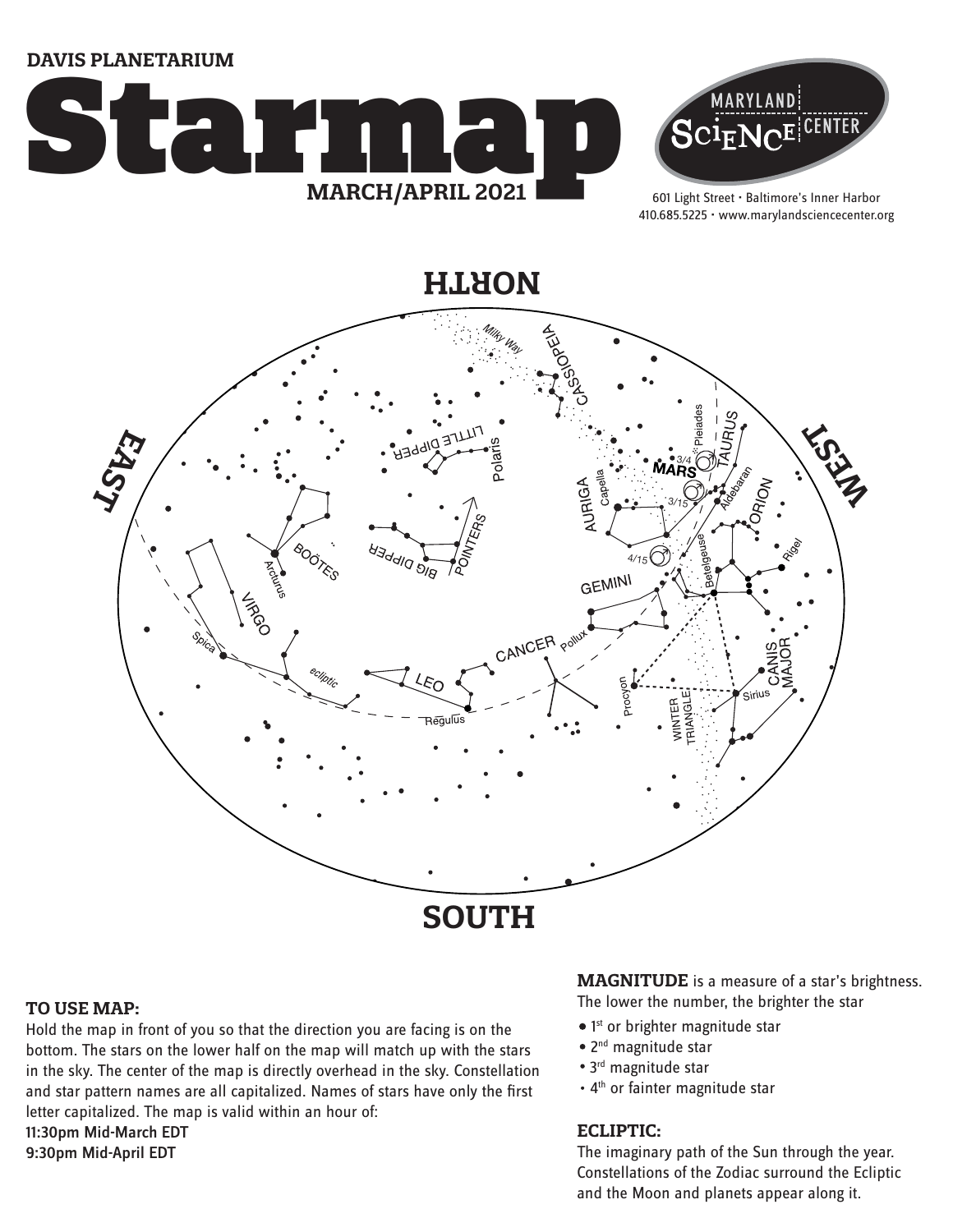DAVIS PLANETARIUM

# Starmap

**MARCH/APRIL 2021**

MARYLAND SCIENCE CENTER

601 Light Street • Baltimore's Inner Harbor
410.685.5225 • www.marylandsciencecenter.org

### TO USE MAP:

Hold the map in front of you so that the direction you are facing is on the bottom. The stars on the lower half on the map will match up with the stars in the sky. The center of the map is directly overhead in the sky. Constellation and star pattern names are all capitalized. Names of stars have only the first letter capitalized. The map is valid within an hour of:

11:30pm Mid-March EDT
9:30pm Mid-April EDT

**MAGNITUDE** is a measure of a star's brightness. The lower the number, the brighter the star

- 1st or brighter magnitude star
- 2nd magnitude star
- 3rd magnitude star
- 4th or fainter magnitude star

### ECLIPTIC:

The imaginary path of the Sun through the year. Constellations of the Zodiac surround the Ecliptic and the Moon and planets appear along it.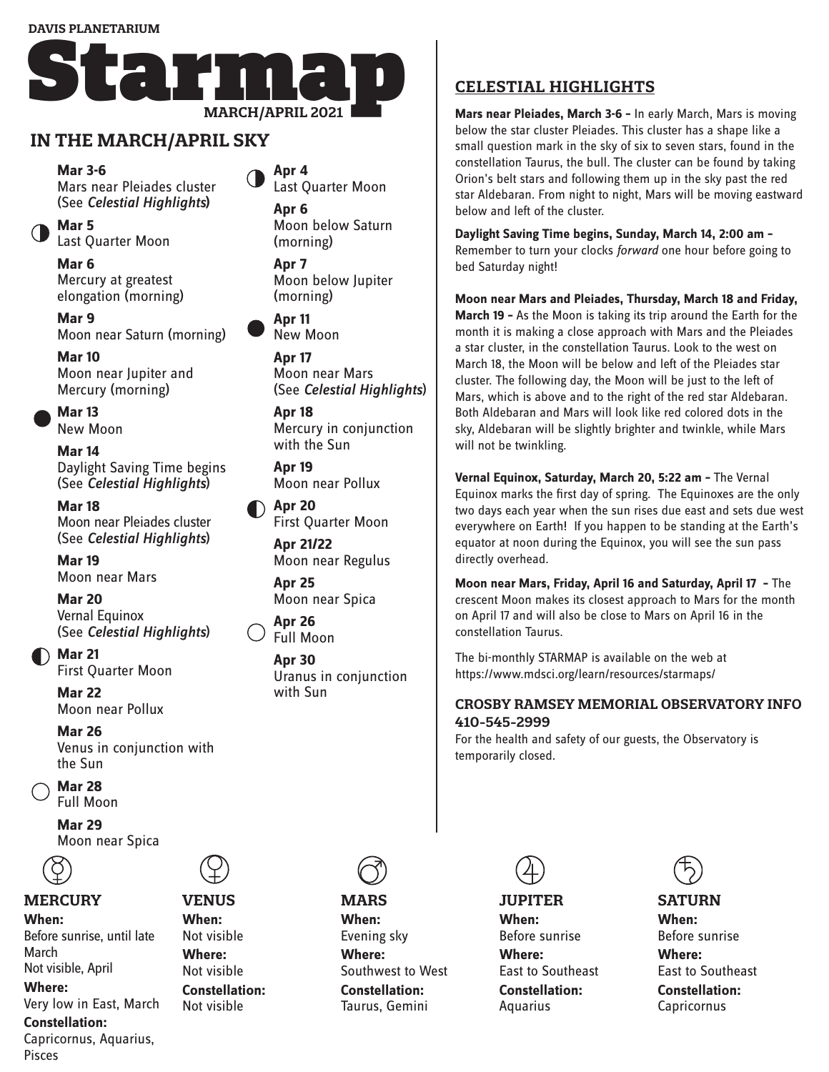DAVIS PLANETARIUM

# Starmap

MARCH/APRIL 2021

## IN THE MARCH/APRIL SKY

**Mar 3-6**
Mars near Pleiades cluster (See *Celestial Highlights*)

**Mar 5**
Last Quarter Moon

**Mar 6**
Mercury at greatest elongation (morning)

**Mar 9**
Moon near Saturn (morning)

**Mar 10**
Moon near Jupiter and Mercury (morning)

**Mar 13**
New Moon

**Mar 14**
Daylight Saving Time begins (See *Celestial Highlights*)

**Mar 18**
Moon near Pleiades cluster (See *Celestial Highlights*)

**Mar 19**
Moon near Mars

**Mar 20**
Vernal Equinox (See *Celestial Highlights*)

**Mar 21**
First Quarter Moon

**Mar 22**
Moon near Pollux

**Mar 26**
Venus in conjunction with the Sun

**Mar 28**
Full Moon

**Mar 29**
Moon near Spica

**Apr 4**
Last Quarter Moon

**Apr 6**
Moon below Saturn (morning)

**Apr 7**
Moon below Jupiter (morning)

**Apr 11**
New Moon

**Apr 17**
Moon near Mars (See *Celestial Highlights*)

**Apr 18**
Mercury in conjunction with the Sun

**Apr 19**
Moon near Pollux

**Apr 20**
First Quarter Moon

**Apr 21/22**
Moon near Regulus

**Apr 25**
Moon near Spica

**Apr 26**
Full Moon

**Apr 30**
Uranus in conjunction with Sun

## CELESTIAL HIGHLIGHTS

**Mars near Pleiades, March 3-6 -** In early March, Mars is moving below the star cluster Pleiades. This cluster has a shape like a small question mark in the sky of six to seven stars, found in the constellation Taurus, the bull. The cluster can be found by taking Orion's belt stars and following them up in the sky past the red star Aldebaran. From night to night, Mars will be moving eastward below and left of the cluster.

**Daylight Saving Time begins, Sunday, March 14, 2:00 am -** Remember to turn your clocks *forward* one hour before going to bed Saturday night!

**Moon near Mars and Pleiades, Thursday, March 18 and Friday, March 19 -** As the Moon is taking its trip around the Earth for the month it is making a close approach with Mars and the Pleiades a star cluster, in the constellation Taurus. Look to the west on March 18, the Moon will be below and left of the Pleiades star cluster. The following day, the Moon will be just to the left of Mars, which is above and to the right of the red star Aldebaran. Both Aldebaran and Mars will look like red colored dots in the sky, Aldebaran will be slightly brighter and twinkle, while Mars will not be twinkling.

**Vernal Equinox, Saturday, March 20, 5:22 am -** The Vernal Equinox marks the first day of spring. The Equinoxes are the only two days each year when the sun rises due east and sets due west everywhere on Earth! If you happen to be standing at the Earth's equator at noon during the Equinox, you will see the sun pass directly overhead.

**Moon near Mars, Friday, April 16 and Saturday, April 17 -** The crescent Moon makes its closest approach to Mars for the month on April 17 and will also be close to Mars on April 16 in the constellation Taurus.

The bi-monthly STARMAP is available on the web at https://www.mdsci.org/learn/resources/starmaps/

### CROSBY RAMSEY MEMORIAL OBSERVATORY INFO 410-545-2999

For the health and safety of our guests, the Observatory is temporarily closed.

### MERCURY

**When:**
Before sunrise, until late March
Not visible, April

**Where:**
Very low in East, March

**Constellation:**
Capricornus, Aquarius, Pisces

### VENUS

**When:**
Not visible

**Where:**
Not visible

**Constellation:**
Not visible

### MARS

**When:**
Evening sky

**Where:**
Southwest to West

**Constellation:**
Taurus, Gemini

### JUPITER

**When:**
Before sunrise

**Where:**
East to Southeast

**Constellation:**
Aquarius

### SATURN

**When:**
Before sunrise

**Where:**
East to Southeast

**Constellation:**
Capricornus